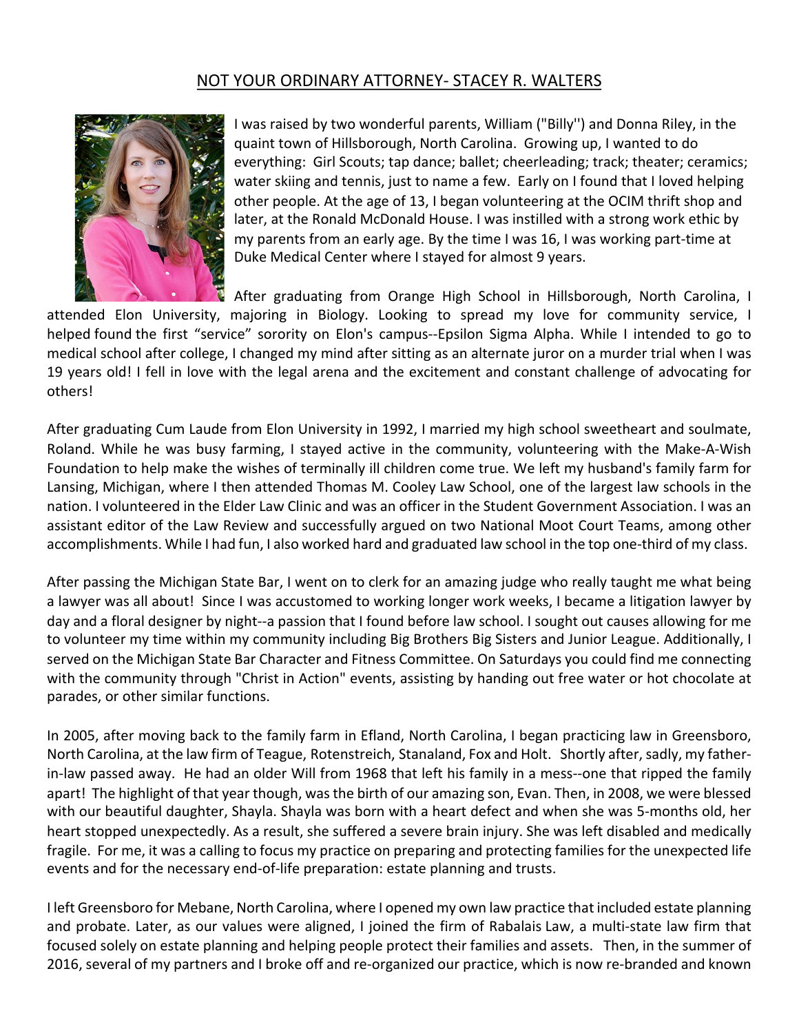# NOT YOUR ORDINARY ATTORNEY- STACEY R. WALTERS

I was raised by two wonderful parents, William ("Billy'') and Donna Riley, in the quaint town of Hillsborough, North Carolina. Growing up, I wanted to do everything: Girl Scouts; tap dance; ballet; cheerleading; track; theater; ceramics; water skiing and tennis, just to name a few. Early on I found that I loved helping other people. At the age of 13, I began volunteering at the OCIM thrift shop and later, at the Ronald McDonald House. I was instilled with a strong work ethic by my parents from an early age. By the time I was 16, I was working part-time at Duke Medical Center where I stayed for almost 9 years.

After graduating from Orange High School in Hillsborough, North Carolina, I attended Elon University, majoring in Biology. Looking to spread my love for community service, I helped found the first "service" sorority on Elon's campus--Epsilon Sigma Alpha. While I intended to go to medical school after college, I changed my mind after sitting as an alternate juror on a murder trial when I was 19 years old! I fell in love with the legal arena and the excitement and constant challenge of advocating for others!

After graduating Cum Laude from Elon University in 1992, I married my high school sweetheart and soulmate, Roland. While he was busy farming, I stayed active in the community, volunteering with the Make-A-Wish Foundation to help make the wishes of terminally ill children come true. We left my husband's family farm for Lansing, Michigan, where I then attended Thomas M. Cooley Law School, one of the largest law schools in the nation. I volunteered in the Elder Law Clinic and was an officer in the Student Government Association. I was an assistant editor of the Law Review and successfully argued on two National Moot Court Teams, among other accomplishments. While I had fun, I also worked hard and graduated law school in the top one-third of my class.

After passing the Michigan State Bar, I went on to clerk for an amazing judge who really taught me what being a lawyer was all about! Since I was accustomed to working longer work weeks, I became a litigation lawyer by day and a floral designer by night--a passion that I found before law school. I sought out causes allowing for me to volunteer my time within my community including Big Brothers Big Sisters and Junior League. Additionally, I served on the Michigan State Bar Character and Fitness Committee. On Saturdays you could find me connecting with the community through "Christ in Action" events, assisting by handing out free water or hot chocolate at parades, or other similar functions.

In 2005, after moving back to the family farm in Efland, North Carolina, I began practicing law in Greensboro, North Carolina, at the law firm of Teague, Rotenstreich, Stanaland, Fox and Holt. Shortly after, sadly, my father-in-law passed away. He had an older Will from 1968 that left his family in a mess--one that ripped the family apart! The highlight of that year though, was the birth of our amazing son, Evan. Then, in 2008, we were blessed with our beautiful daughter, Shayla. Shayla was born with a heart defect and when she was 5-months old, her heart stopped unexpectedly. As a result, she suffered a severe brain injury. She was left disabled and medically fragile. For me, it was a calling to focus my practice on preparing and protecting families for the unexpected life events and for the necessary end-of-life preparation: estate planning and trusts.

I left Greensboro for Mebane, North Carolina, where I opened my own law practice that included estate planning and probate. Later, as our values were aligned, I joined the firm of Rabalais Law, a multi-state law firm that focused solely on estate planning and helping people protect their families and assets. Then, in the summer of 2016, several of my partners and I broke off and re-organized our practice, which is now re-branded and known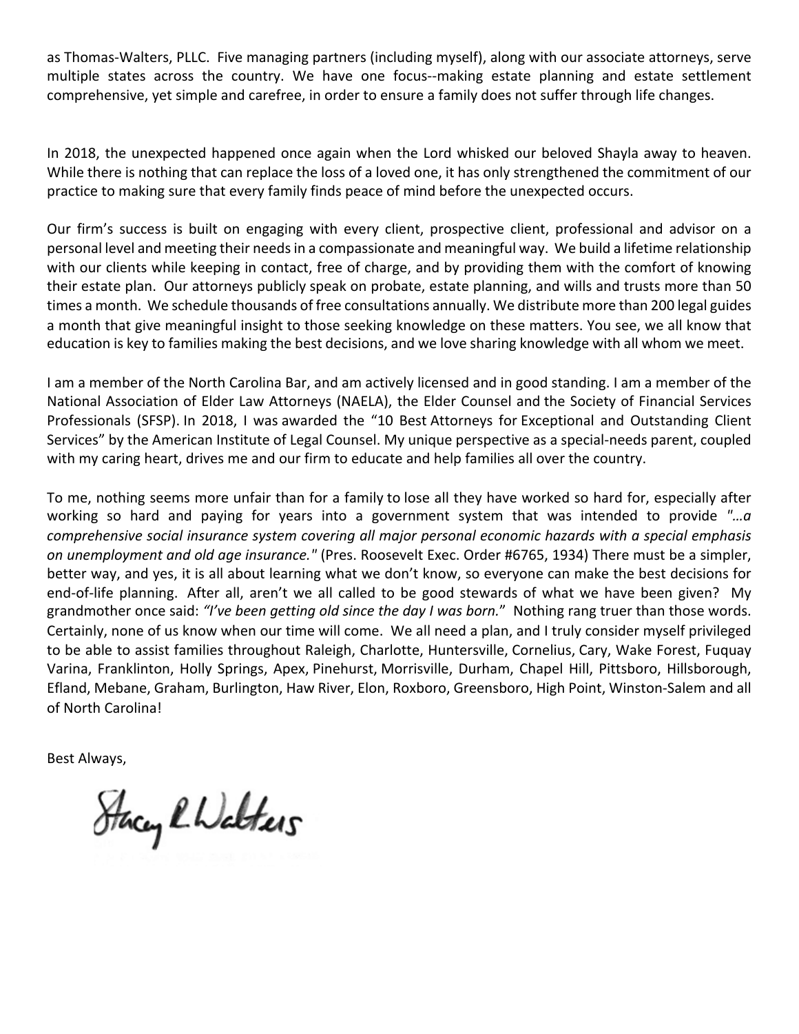as Thomas-Walters, PLLC. Five managing partners (including myself), along with our associate attorneys, serve multiple states across the country. We have one focus--making estate planning and estate settlement comprehensive, yet simple and carefree, in order to ensure a family does not suffer through life changes.

In 2018, the unexpected happened once again when the Lord whisked our beloved Shayla away to heaven. While there is nothing that can replace the loss of a loved one, it has only strengthened the commitment of our practice to making sure that every family finds peace of mind before the unexpected occurs.

Our firm's success is built on engaging with every client, prospective client, professional and advisor on a personal level and meeting their needs in a compassionate and meaningful way. We build a lifetime relationship with our clients while keeping in contact, free of charge, and by providing them with the comfort of knowing their estate plan. Our attorneys publicly speak on probate, estate planning, and wills and trusts more than 50 times a month. We schedule thousands of free consultations annually. We distribute more than 200 legal guides a month that give meaningful insight to those seeking knowledge on these matters. You see, we all know that education is key to families making the best decisions, and we love sharing knowledge with all whom we meet.

I am a member of the North Carolina Bar, and am actively licensed and in good standing. I am a member of the National Association of Elder Law Attorneys (NAELA), the Elder Counsel and the Society of Financial Services Professionals (SFSP). In 2018, I was awarded the "10 Best Attorneys for Exceptional and Outstanding Client Services" by the American Institute of Legal Counsel. My unique perspective as a special-needs parent, coupled with my caring heart, drives me and our firm to educate and help families all over the country.

To me, nothing seems more unfair than for a family to lose all they have worked so hard for, especially after working so hard and paying for years into a government system that was intended to provide "*…a comprehensive social insurance system covering all major personal economic hazards with a special emphasis on unemployment and old age insurance.*" (Pres. Roosevelt Exec. Order #6765, 1934) There must be a simpler, better way, and yes, it is all about learning what we don't know, so everyone can make the best decisions for end-of-life planning. After all, aren't we all called to be good stewards of what we have been given? My grandmother once said: *"I've been getting old since the day I was born."* Nothing rang truer than those words. Certainly, none of us know when our time will come. We all need a plan, and I truly consider myself privileged to be able to assist families throughout Raleigh, Charlotte, Huntersville, Cornelius, Cary, Wake Forest, Fuquay Varina, Franklinton, Holly Springs, Apex, Pinehurst, Morrisville, Durham, Chapel Hill, Pittsboro, Hillsborough, Efland, Mebane, Graham, Burlington, Haw River, Elon, Roxboro, Greensboro, High Point, Winston-Salem and all of North Carolina!

Best Always,

Stacey R. Walters